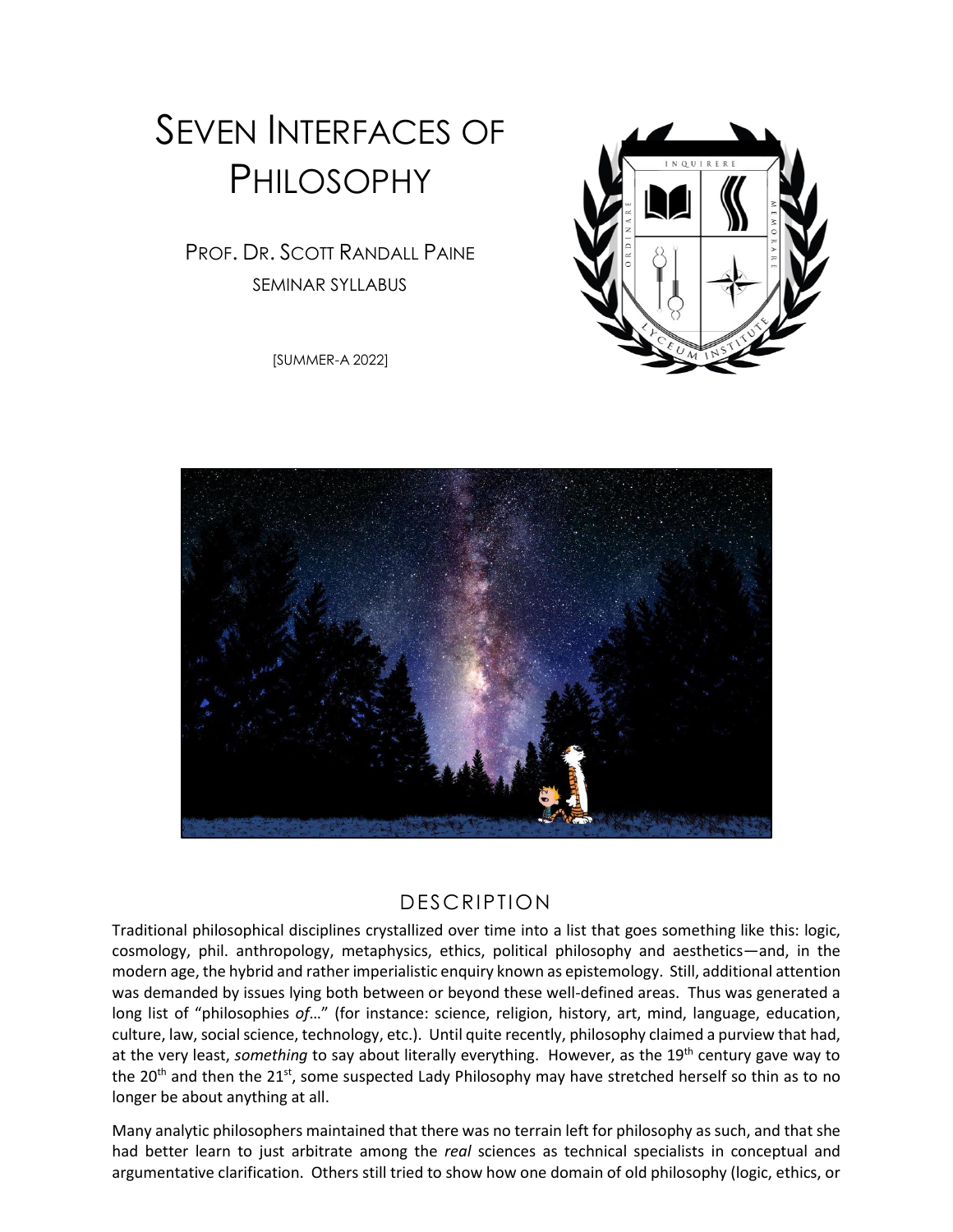# Seven Interfaces of Philosophy

Prof. Dr. Scott Randall Paine

Seminar Syllabus

[Summer-A 2022]

## Description

Traditional philosophical disciplines crystallized over time into a list that goes something like this: logic, cosmology, phil. anthropology, metaphysics, ethics, political philosophy and aesthetics—and, in the modern age, the hybrid and rather imperialistic enquiry known as epistemology. Still, additional attention was demanded by issues lying both between or beyond these well-defined areas. Thus was generated a long list of "philosophies *of*…" (for instance: science, religion, history, art, mind, language, education, culture, law, social science, technology, etc.). Until quite recently, philosophy claimed a purview that had, at the very least, *something* to say about literally everything. However, as the 19th century gave way to the 20th and then the 21st, some suspected Lady Philosophy may have stretched herself so thin as to no longer be about anything at all.

Many analytic philosophers maintained that there was no terrain left for philosophy as such, and that she had better learn to just arbitrate among the *real* sciences as technical specialists in conceptual and argumentative clarification. Others still tried to show how one domain of old philosophy (logic, ethics, or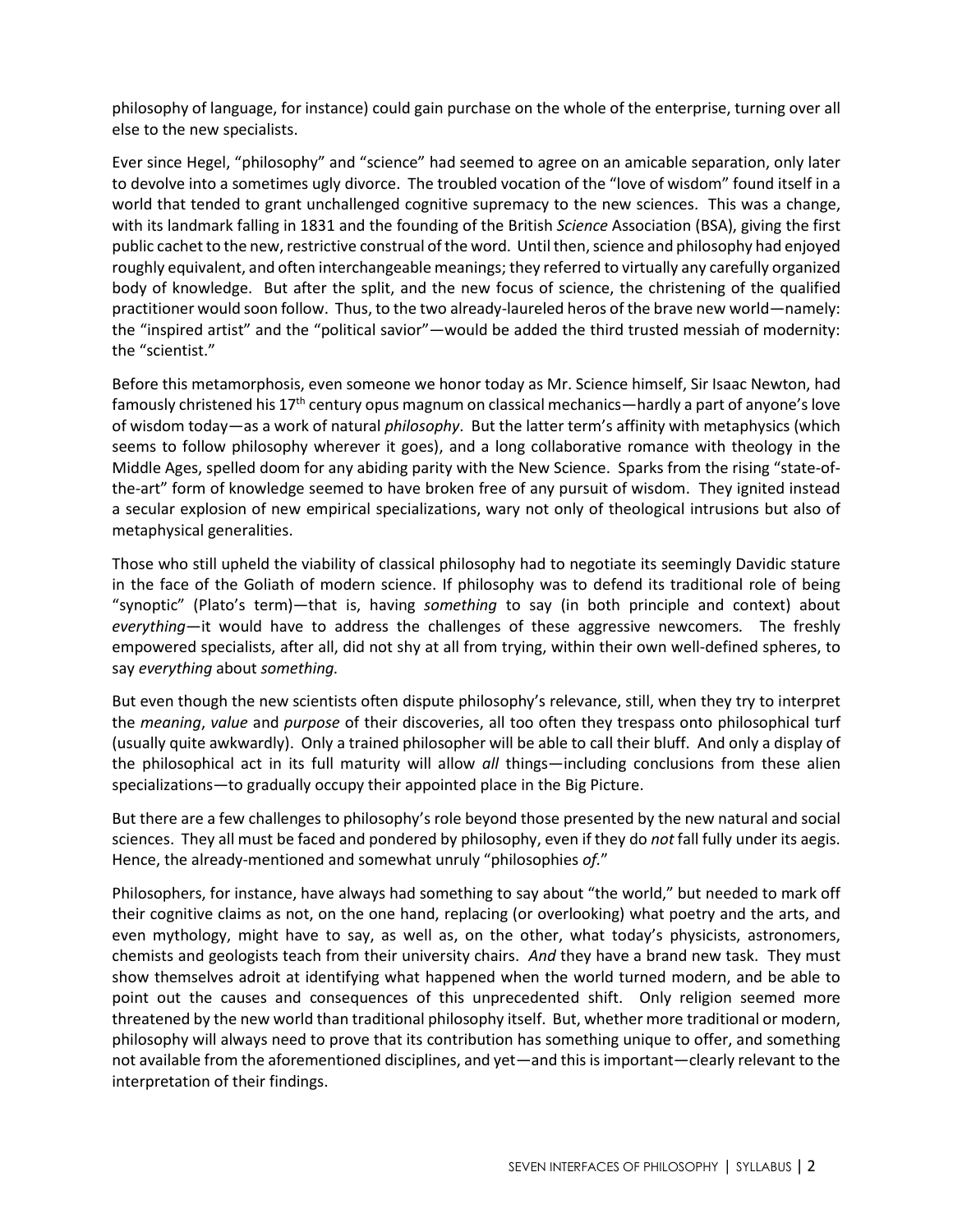philosophy of language, for instance) could gain purchase on the whole of the enterprise, turning over all else to the new specialists.

Ever since Hegel, "philosophy" and "science" had seemed to agree on an amicable separation, only later to devolve into a sometimes ugly divorce. The troubled vocation of the "love of wisdom" found itself in a world that tended to grant unchallenged cognitive supremacy to the new sciences. This was a change, with its landmark falling in 1831 and the founding of the British *Science* Association (BSA), giving the first public cachet to the new, restrictive construal of the word. Until then, science and philosophy had enjoyed roughly equivalent, and often interchangeable meanings; they referred to virtually any carefully organized body of knowledge. But after the split, and the new focus of science, the christening of the qualified practitioner would soon follow. Thus, to the two already-laureled heros of the brave new world—namely: the "inspired artist" and the "political savior"—would be added the third trusted messiah of modernity: the "scientist."

Before this metamorphosis, even someone we honor today as Mr. Science himself, Sir Isaac Newton, had famously christened his 17th century opus magnum on classical mechanics—hardly a part of anyone's love of wisdom today—as a work of natural *philosophy*. But the latter term's affinity with metaphysics (which seems to follow philosophy wherever it goes), and a long collaborative romance with theology in the Middle Ages, spelled doom for any abiding parity with the New Science. Sparks from the rising "state-of-the-art" form of knowledge seemed to have broken free of any pursuit of wisdom. They ignited instead a secular explosion of new empirical specializations, wary not only of theological intrusions but also of metaphysical generalities.

Those who still upheld the viability of classical philosophy had to negotiate its seemingly Davidic stature in the face of the Goliath of modern science. If philosophy was to defend its traditional role of being "synoptic" (Plato's term)—that is, having *something* to say (in both principle and context) about *everything*—it would have to address the challenges of these aggressive newcomers. The freshly empowered specialists, after all, did not shy at all from trying, within their own well-defined spheres, to say *everything* about *something.*

But even though the new scientists often dispute philosophy's relevance, still, when they try to interpret the *meaning*, *value* and *purpose* of their discoveries, all too often they trespass onto philosophical turf (usually quite awkwardly). Only a trained philosopher will be able to call their bluff. And only a display of the philosophical act in its full maturity will allow *all* things—including conclusions from these alien specializations—to gradually occupy their appointed place in the Big Picture.

But there are a few challenges to philosophy's role beyond those presented by the new natural and social sciences. They all must be faced and pondered by philosophy, even if they do *not* fall fully under its aegis. Hence, the already-mentioned and somewhat unruly "philosophies *of*."

Philosophers, for instance, have always had something to say about "the world," but needed to mark off their cognitive claims as not, on the one hand, replacing (or overlooking) what poetry and the arts, and even mythology, might have to say, as well as, on the other, what today's physicists, astronomers, chemists and geologists teach from their university chairs. *And* they have a brand new task. They must show themselves adroit at identifying what happened when the world turned modern, and be able to point out the causes and consequences of this unprecedented shift. Only religion seemed more threatened by the new world than traditional philosophy itself. But, whether more traditional or modern, philosophy will always need to prove that its contribution has something unique to offer, and something not available from the aforementioned disciplines, and yet—and this is important—clearly relevant to the interpretation of their findings.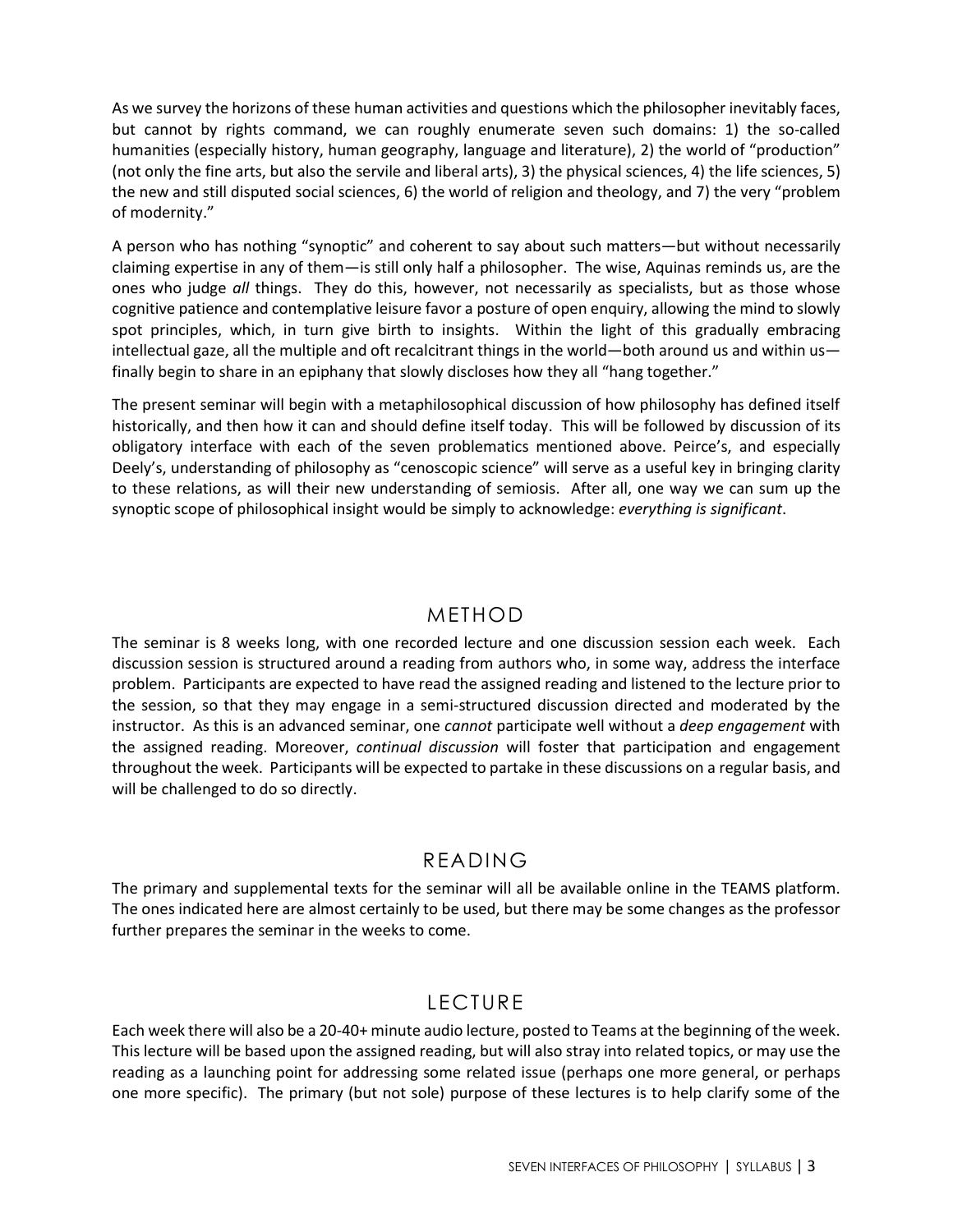As we survey the horizons of these human activities and questions which the philosopher inevitably faces, but cannot by rights command, we can roughly enumerate seven such domains: 1) the so-called humanities (especially history, human geography, language and literature), 2) the world of "production" (not only the fine arts, but also the servile and liberal arts), 3) the physical sciences, 4) the life sciences, 5) the new and still disputed social sciences, 6) the world of religion and theology, and 7) the very "problem of modernity."

A person who has nothing "synoptic" and coherent to say about such matters—but without necessarily claiming expertise in any of them—is still only half a philosopher. The wise, Aquinas reminds us, are the ones who judge *all* things. They do this, however, not necessarily as specialists, but as those whose cognitive patience and contemplative leisure favor a posture of open enquiry, allowing the mind to slowly spot principles, which, in turn give birth to insights. Within the light of this gradually embracing intellectual gaze, all the multiple and oft recalcitrant things in the world—both around us and within us—finally begin to share in an epiphany that slowly discloses how they all "hang together."

The present seminar will begin with a metaphilosophical discussion of how philosophy has defined itself historically, and then how it can and should define itself today. This will be followed by discussion of its obligatory interface with each of the seven problematics mentioned above. Peirce's, and especially Deely's, understanding of philosophy as "cenoscopic science" will serve as a useful key in bringing clarity to these relations, as will their new understanding of semiosis. After all, one way we can sum up the synoptic scope of philosophical insight would be simply to acknowledge: *everything is significant*.

## METHOD

The seminar is 8 weeks long, with one recorded lecture and one discussion session each week. Each discussion session is structured around a reading from authors who, in some way, address the interface problem. Participants are expected to have read the assigned reading and listened to the lecture prior to the session, so that they may engage in a semi-structured discussion directed and moderated by the instructor. As this is an advanced seminar, one *cannot* participate well without a *deep engagement* with the assigned reading. Moreover, *continual discussion* will foster that participation and engagement throughout the week. Participants will be expected to partake in these discussions on a regular basis, and will be challenged to do so directly.

## READING

The primary and supplemental texts for the seminar will all be available online in the TEAMS platform. The ones indicated here are almost certainly to be used, but there may be some changes as the professor further prepares the seminar in the weeks to come.

## LECTURE

Each week there will also be a 20-40+ minute audio lecture, posted to Teams at the beginning of the week. This lecture will be based upon the assigned reading, but will also stray into related topics, or may use the reading as a launching point for addressing some related issue (perhaps one more general, or perhaps one more specific). The primary (but not sole) purpose of these lectures is to help clarify some of the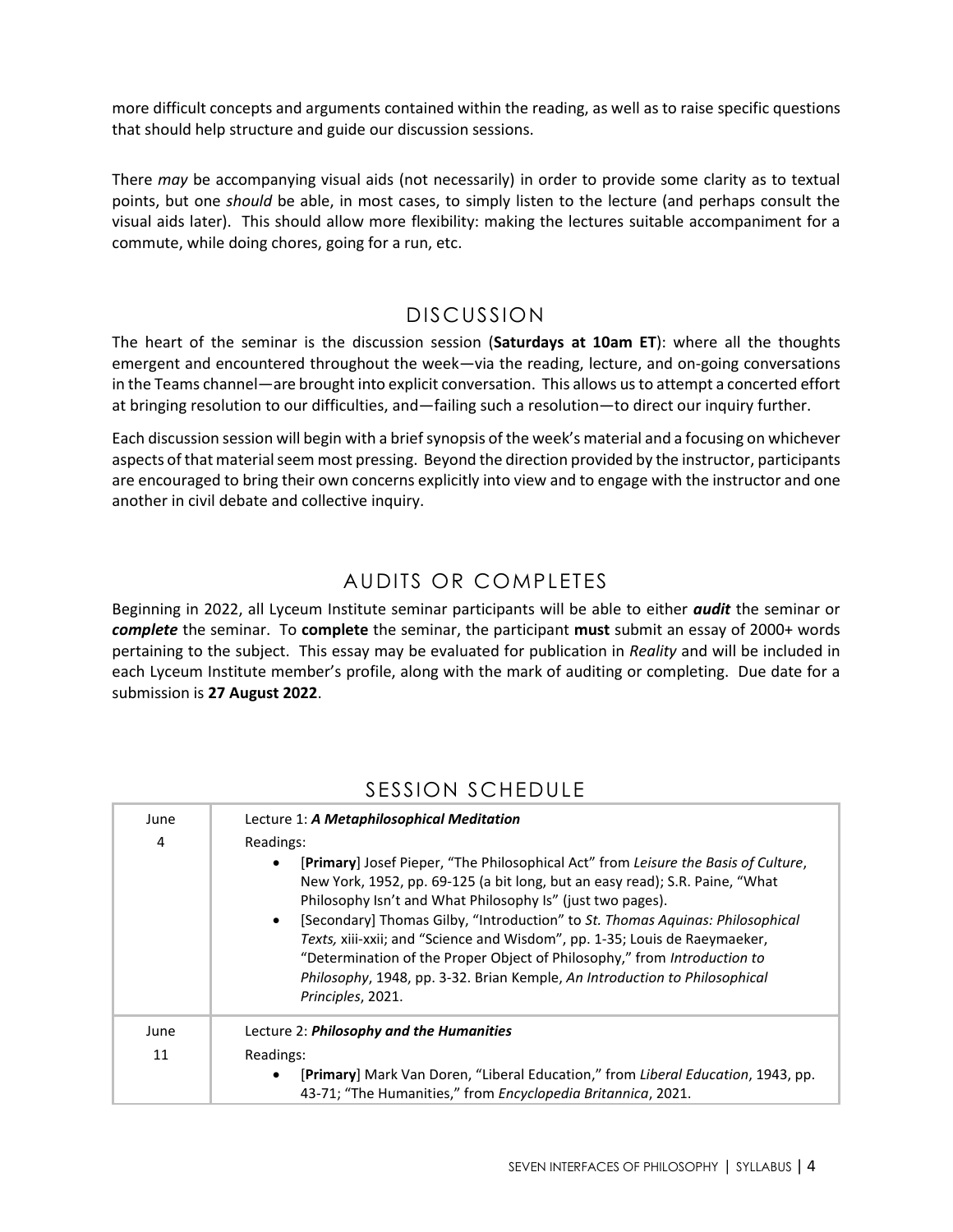more difficult concepts and arguments contained within the reading, as well as to raise specific questions that should help structure and guide our discussion sessions.

There *may* be accompanying visual aids (not necessarily) in order to provide some clarity as to textual points, but one *should* be able, in most cases, to simply listen to the lecture (and perhaps consult the visual aids later). This should allow more flexibility: making the lectures suitable accompaniment for a commute, while doing chores, going for a run, etc.

## DISCUSSION

The heart of the seminar is the discussion session (**Saturdays at 10am ET**): where all the thoughts emergent and encountered throughout the week—via the reading, lecture, and on-going conversations in the Teams channel—are brought into explicit conversation. This allows us to attempt a concerted effort at bringing resolution to our difficulties, and—failing such a resolution—to direct our inquiry further.

Each discussion session will begin with a brief synopsis of the week's material and a focusing on whichever aspects of that material seem most pressing. Beyond the direction provided by the instructor, participants are encouraged to bring their own concerns explicitly into view and to engage with the instructor and one another in civil debate and collective inquiry.

## AUDITS OR COMPLETES

Beginning in 2022, all Lyceum Institute seminar participants will be able to either ***audit*** the seminar or ***complete*** the seminar. To **complete** the seminar, the participant **must** submit an essay of 2000+ words pertaining to the subject. This essay may be evaluated for publication in *Reality* and will be included in each Lyceum Institute member's profile, along with the mark of auditing or completing. Due date for a submission is **27 August 2022**.

## SESSION SCHEDULE

| Date | Session |
|---|---|
| June 4 | Lecture 1: ***A Metaphilosophical Meditation***<br>Readings:<br>• [**Primary**] Josef Pieper, "The Philosophical Act" from *Leisure the Basis of Culture*, New York, 1952, pp. 69-125 (a bit long, but an easy read); S.R. Paine, "What Philosophy Isn't and What Philosophy Is" (just two pages).<br>• [Secondary] Thomas Gilby, "Introduction" to *St. Thomas Aquinas: Philosophical Texts,* xiii-xxii; and "Science and Wisdom", pp. 1-35; Louis de Raeymaeker, "Determination of the Proper Object of Philosophy," from *Introduction to Philosophy*, 1948, pp. 3-32. Brian Kemple, *An Introduction to Philosophical Principles*, 2021. |
| June 11 | Lecture 2: ***Philosophy and the Humanities***<br>Readings:<br>• [**Primary**] Mark Van Doren, "Liberal Education," from *Liberal Education*, 1943, pp. 43-71; "The Humanities," from *Encyclopedia Britannica*, 2021. |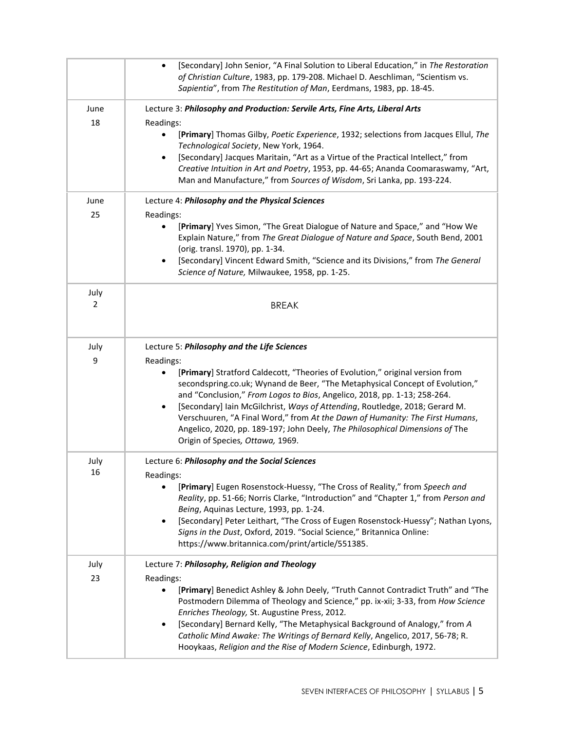| | |
|---|---|
| | • [Secondary] John Senior, "A Final Solution to Liberal Education," in *The Restoration of Christian Culture*, 1983, pp. 179-208. Michael D. Aeschliman, "Scientism vs. Sapientia", from *The Restitution of Man*, Eerdmans, 1983, pp. 18-45. |
| June 18 | Lecture 3: ***Philosophy and Production: Servile Arts, Fine Arts, Liberal Arts***<br>Readings:<br>• [**Primary**] Thomas Gilby, *Poetic Experience*, 1932; selections from Jacques Ellul, *The Technological Society*, New York, 1964.<br>• [Secondary] Jacques Maritain, "Art as a Virtue of the Practical Intellect," from *Creative Intuition in Art and Poetry*, 1953, pp. 44-65; Ananda Coomaraswamy, "Art, Man and Manufacture," from *Sources of Wisdom*, Sri Lanka, pp. 193-224. |
| June 25 | Lecture 4: ***Philosophy and the Physical Sciences***<br>Readings:<br>• [**Primary**] Yves Simon, "The Great Dialogue of Nature and Space," and "How We Explain Nature," from *The Great Dialogue of Nature and Space*, South Bend, 2001 (orig. transl. 1970), pp. 1-34.<br>• [Secondary] Vincent Edward Smith, "Science and its Divisions," from *The General Science of Nature,* Milwaukee, 1958, pp. 1-25. |
| July 2 | BREAK |
| July 9 | Lecture 5: ***Philosophy and the Life Sciences***<br>Readings:<br>• [**Primary**] Stratford Caldecott, "Theories of Evolution," original version from secondspring.co.uk; Wynand de Beer, "The Metaphysical Concept of Evolution," and "Conclusion," *From Logos to Bios*, Angelico, 2018, pp. 1-13; 258-264.<br>• [Secondary] Iain McGilchrist, *Ways of Attending*, Routledge, 2018; Gerard M. Verschuuren, "A Final Word," from *At the Dawn of Humanity: The First Humans*, Angelico, 2020, pp. 189-197; John Deely, *The Philosophical Dimensions of* The Origin of Species*, Ottawa,* 1969. |
| July 16 | Lecture 6: ***Philosophy and the Social Sciences***<br>Readings:<br>• [**Primary**] Eugen Rosenstock-Huessy, "The Cross of Reality," from *Speech and Reality*, pp. 51-66; Norris Clarke, "Introduction" and "Chapter 1," from *Person and Being*, Aquinas Lecture, 1993, pp. 1-24.<br>• [Secondary] Peter Leithart, "The Cross of Eugen Rosenstock-Huessy"; Nathan Lyons, *Signs in the Dust*, Oxford, 2019. "Social Science," Britannica Online: https://www.britannica.com/print/article/551385. |
| July 23 | Lecture 7: ***Philosophy, Religion and Theology***<br>Readings:<br>• [**Primary**] Benedict Ashley & John Deely, "Truth Cannot Contradict Truth" and "The Postmodern Dilemma of Theology and Science," pp. ix-xii; 3-33, from *How Science Enriches Theology,* St. Augustine Press, 2012.<br>• [Secondary] Bernard Kelly, "The Metaphysical Background of Analogy," from *A Catholic Mind Awake: The Writings of Bernard Kelly*, Angelico, 2017, 56-78; R. Hooykaas, *Religion and the Rise of Modern Science*, Edinburgh, 1972. |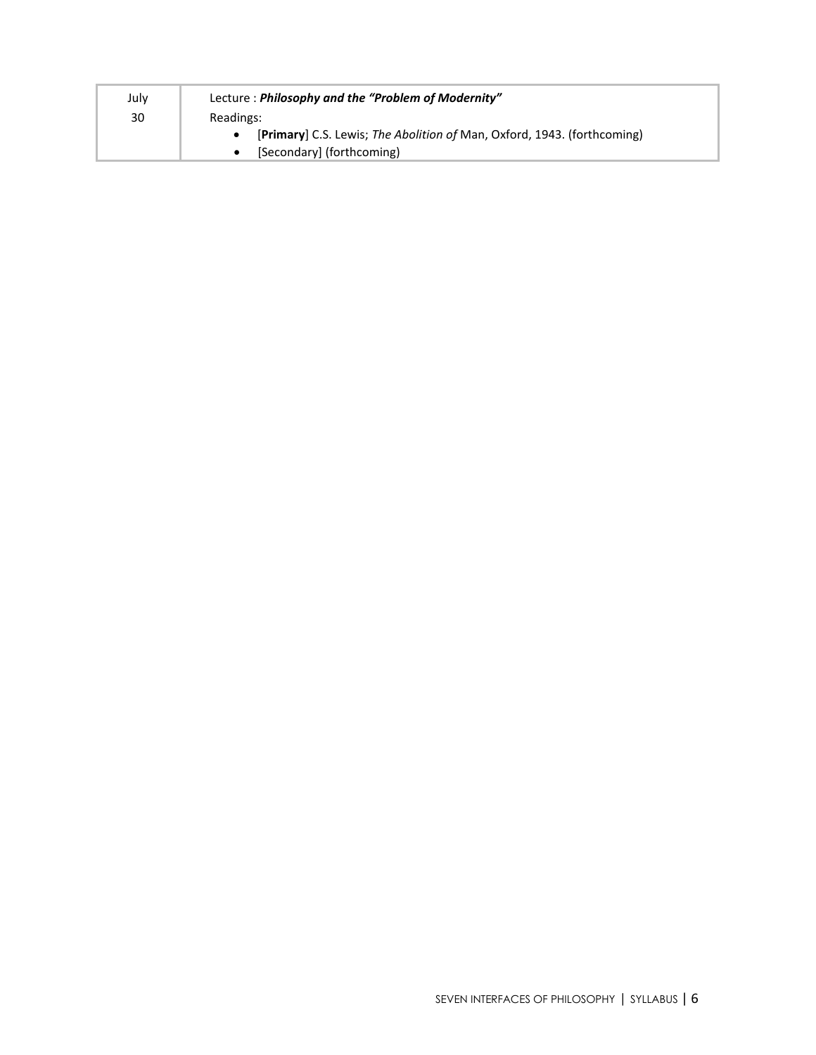| | |
|---|---|
| July 30 | Lecture : ***Philosophy and the "Problem of Modernity"*** <br> Readings: <br> • [**Primary**] C.S. Lewis; *The Abolition of* Man, Oxford, 1943. (forthcoming) <br> • [Secondary] (forthcoming) |